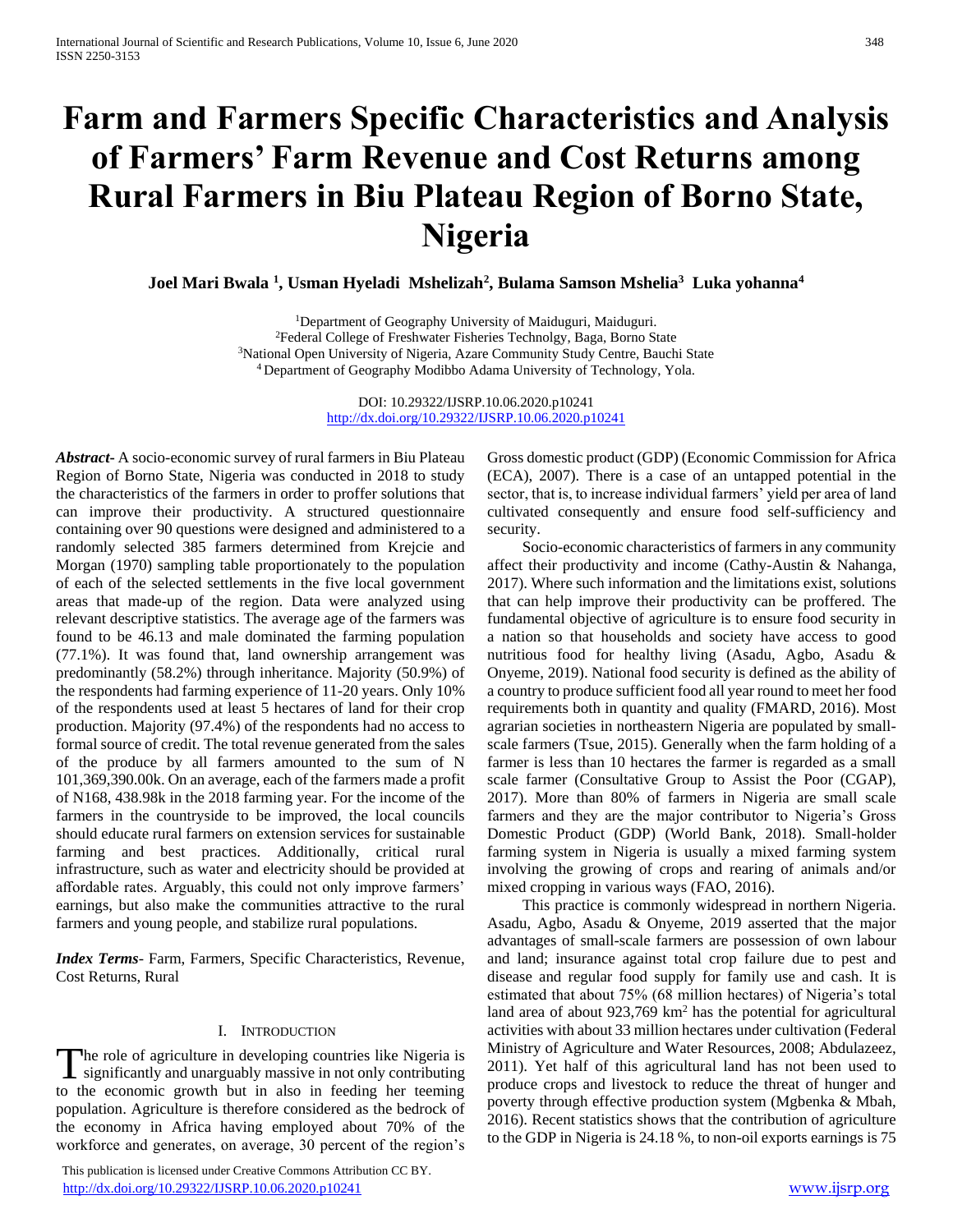# Farm and Farmers Specific Characteristics and Analysis of Farmers' Farm Revenue and Cost Returns among Rural Farmers in Biu Plateau Region of Borno State, Nigeria

**Joel Mari Bwala [1], Usman Hyeladi Mshelizah[2], Bulama Samson Mshelia[3] Luka yohanna[4]**

[1]Department of Geography University of Maiduguri, Maiduguri.
[2]Federal College of Freshwater Fisheries Technolgy, Baga, Borno State
[3]National Open University of Nigeria, Azare Community Study Centre, Bauchi State
[4]Department of Geography Modibbo Adama University of Technology, Yola.

DOI: 10.29322/IJSRP.10.06.2020.p10241
http://dx.doi.org/10.29322/IJSRP.10.06.2020.p10241

***Abstract***- A socio-economic survey of rural farmers in Biu Plateau Region of Borno State, Nigeria was conducted in 2018 to study the characteristics of the farmers in order to proffer solutions that can improve their productivity. A structured questionnaire containing over 90 questions were designed and administered to a randomly selected 385 farmers determined from Krejcie and Morgan (1970) sampling table proportionately to the population of each of the selected settlements in the five local government areas that made-up of the region. Data were analyzed using relevant descriptive statistics. The average age of the farmers was found to be 46.13 and male dominated the farming population (77.1%). It was found that, land ownership arrangement was predominantly (58.2%) through inheritance. Majority (50.9%) of the respondents had farming experience of 11-20 years. Only 10% of the respondents used at least 5 hectares of land for their crop production. Majority (97.4%) of the respondents had no access to formal source of credit. The total revenue generated from the sales of the produce by all farmers amounted to the sum of N 101,369,390.00k. On an average, each of the farmers made a profit of N168, 438.98k in the 2018 farming year. For the income of the farmers in the countryside to be improved, the local councils should educate rural farmers on extension services for sustainable farming and best practices. Additionally, critical rural infrastructure, such as water and electricity should be provided at affordable rates. Arguably, this could not only improve farmers' earnings, but also make the communities attractive to the rural farmers and young people, and stabilize rural populations.

***Index Terms***- Farm, Farmers, Specific Characteristics, Revenue, Cost Returns, Rural

## I. Introduction

The role of agriculture in developing countries like Nigeria is significantly and unarguably massive in not only contributing to the economic growth but in also in feeding her teeming population. Agriculture is therefore considered as the bedrock of the economy in Africa having employed about 70% of the workforce and generates, on average, 30 percent of the region's Gross domestic product (GDP) (Economic Commission for Africa (ECA), 2007). There is a case of an untapped potential in the sector, that is, to increase individual farmers' yield per area of land cultivated consequently and ensure food self-sufficiency and security.

Socio-economic characteristics of farmers in any community affect their productivity and income (Cathy-Austin & Nahanga, 2017). Where such information and the limitations exist, solutions that can help improve their productivity can be proffered. The fundamental objective of agriculture is to ensure food security in a nation so that households and society have access to good nutritious food for healthy living (Asadu, Agbo, Asadu & Onyeme, 2019). National food security is defined as the ability of a country to produce sufficient food all year round to meet her food requirements both in quantity and quality (FMARD, 2016). Most agrarian societies in northeastern Nigeria are populated by small-scale farmers (Tsue, 2015). Generally when the farm holding of a farmer is less than 10 hectares the farmer is regarded as a small scale farmer (Consultative Group to Assist the Poor (CGAP), 2017). More than 80% of farmers in Nigeria are small scale farmers and they are the major contributor to Nigeria's Gross Domestic Product (GDP) (World Bank, 2018). Small-holder farming system in Nigeria is usually a mixed farming system involving the growing of crops and rearing of animals and/or mixed cropping in various ways (FAO, 2016).

This practice is commonly widespread in northern Nigeria. Asadu, Agbo, Asadu & Onyeme, 2019 asserted that the major advantages of small-scale farmers are possession of own labour and land; insurance against total crop failure due to pest and disease and regular food supply for family use and cash. It is estimated that about 75% (68 million hectares) of Nigeria's total land area of about 923,769 km$^2$ has the potential for agricultural activities with about 33 million hectares under cultivation (Federal Ministry of Agriculture and Water Resources, 2008; Abdulazeez, 2011). Yet half of this agricultural land has not been used to produce crops and livestock to reduce the threat of hunger and poverty through effective production system (Mgbenka & Mbah, 2016). Recent statistics shows that the contribution of agriculture to the GDP in Nigeria is 24.18 %, to non-oil exports earnings is 75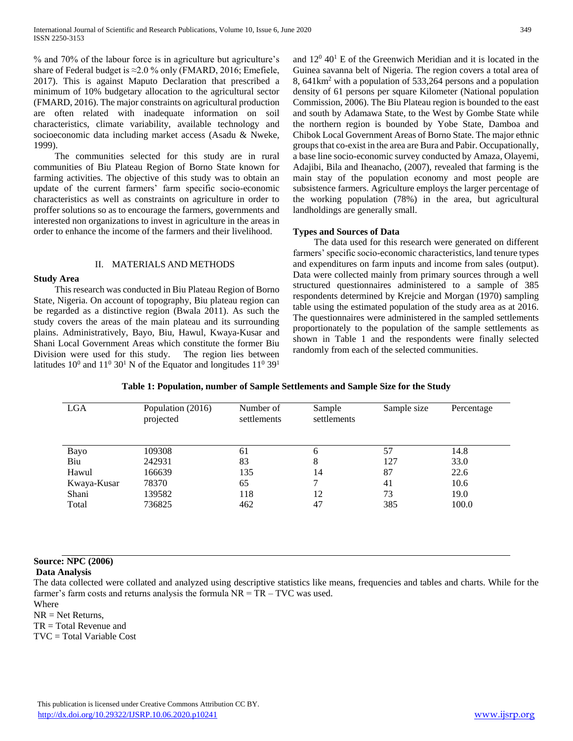% and 70% of the labour force is in agriculture but agriculture's share of Federal budget is ≈2.0 % only (FMARD, 2016; Emefiele, 2017). This is against Maputo Declaration that prescribed a minimum of 10% budgetary allocation to the agricultural sector (FMARD, 2016). The major constraints on agricultural production are often related with inadequate information on soil characteristics, climate variability, available technology and socioeconomic data including market access (Asadu & Nweke, 1999).

The communities selected for this study are in rural communities of Biu Plateau Region of Borno State known for farming activities. The objective of this study was to obtain an update of the current farmers' farm specific socio-economic characteristics as well as constraints on agriculture in order to proffer solutions so as to encourage the farmers, governments and interested non organizations to invest in agriculture in the areas in order to enhance the income of the farmers and their livelihood.

## II. MATERIALS AND METHODS

**Study Area**

This research was conducted in Biu Plateau Region of Borno State, Nigeria. On account of topography, Biu plateau region can be regarded as a distinctive region (Bwala 2011). As such the study covers the areas of the main plateau and its surrounding plains. Administratively, Bayo, Biu, Hawul, Kwaya-Kusar and Shani Local Government Areas which constitute the former Biu Division were used for this study. The region lies between latitudes $10^0$ and $11^0\ 30^1$ N of the Equator and longitudes $11^0\ 39^1$ and $12^0\ 40^1$ E of the Greenwich Meridian and it is located in the Guinea savanna belt of Nigeria. The region covers a total area of 8, 641km$^2$ with a population of 533,264 persons and a population density of 61 persons per square Kilometer (National population Commission, 2006). The Biu Plateau region is bounded to the east and south by Adamawa State, to the West by Gombe State while the northern region is bounded by Yobe State, Damboa and Chibok Local Government Areas of Borno State. The major ethnic groups that co-exist in the area are Bura and Pabir. Occupationally, a base line socio-economic survey conducted by Amaza, Olayemi, Adajibi, Bila and Iheanacho, (2007), revealed that farming is the main stay of the population economy and most people are subsistence farmers. Agriculture employs the larger percentage of the working population (78%) in the area, but agricultural landholdings are generally small.

**Types and Sources of Data**

The data used for this research were generated on different farmers' specific socio-economic characteristics, land tenure types and expenditures on farm inputs and income from sales (output). Data were collected mainly from primary sources through a well structured questionnaires administered to a sample of 385 respondents determined by Krejcie and Morgan (1970) sampling table using the estimated population of the study area as at 2016. The questionnaires were administered in the sampled settlements proportionately to the population of the sample settlements as shown in Table 1 and the respondents were finally selected randomly from each of the selected communities.

**Table 1: Population, number of Sample Settlements and Sample Size for the Study**

| LGA | Population (2016) projected | Number of settlements | Sample settlements | Sample size | Percentage |
|---|---|---|---|---|---|
| Bayo | 109308 | 61 | 6 | 57 | 14.8 |
| Biu | 242931 | 83 | 8 | 127 | 33.0 |
| Hawul | 166639 | 135 | 14 | 87 | 22.6 |
| Kwaya-Kusar | 78370 | 65 | 7 | 41 | 10.6 |
| Shani | 139582 | 118 | 12 | 73 | 19.0 |
| Total | 736825 | 462 | 47 | 385 | 100.0 |

**Source: NPC (2006)**

**Data Analysis**

The data collected were collated and analyzed using descriptive statistics like means, frequencies and tables and charts. While for the farmer's farm costs and returns analysis the formula NR = TR – TVC was used.

Where

NR = Net Returns,

TR = Total Revenue and

TVC = Total Variable Cost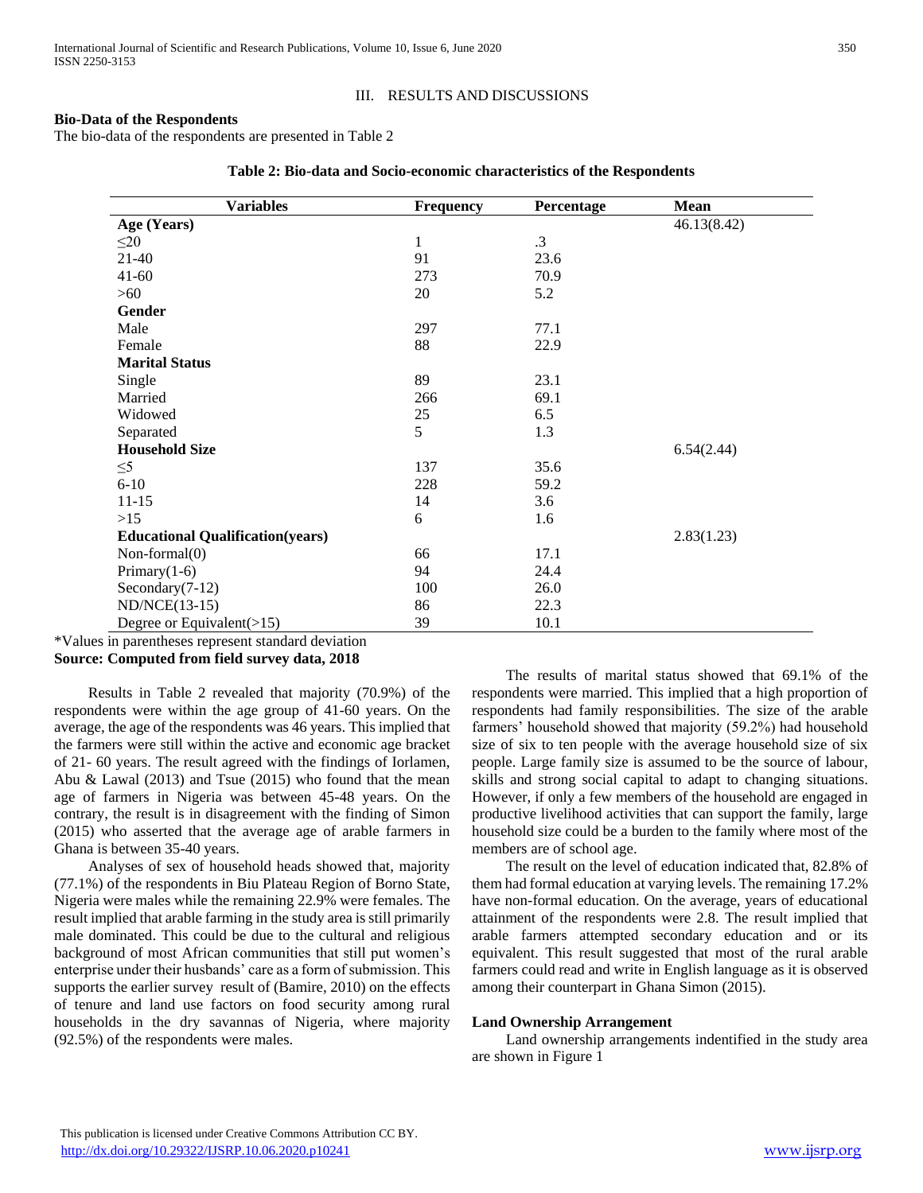## III. RESULTS AND DISCUSSIONS

### Bio-Data of the Respondents

The bio-data of the respondents are presented in Table 2

**Table 2: Bio-data and Socio-economic characteristics of the Respondents**

| Variables | Frequency | Percentage | Mean |
|---|---|---|---|
| **Age (Years)** | | | 46.13(8.42) |
| ≤20 | 1 | .3 | |
| 21-40 | 91 | 23.6 | |
| 41-60 | 273 | 70.9 | |
| >60 | 20 | 5.2 | |
| **Gender** | | | |
| Male | 297 | 77.1 | |
| Female | 88 | 22.9 | |
| **Marital Status** | | | |
| Single | 89 | 23.1 | |
| Married | 266 | 69.1 | |
| Widowed | 25 | 6.5 | |
| Separated | 5 | 1.3 | |
| **Household Size** | | | 6.54(2.44) |
| ≤5 | 137 | 35.6 | |
| 6-10 | 228 | 59.2 | |
| 11-15 | 14 | 3.6 | |
| >15 | 6 | 1.6 | |
| **Educational Qualification(years)** | | | 2.83(1.23) |
| Non-formal(0) | 66 | 17.1 | |
| Primary(1-6) | 94 | 24.4 | |
| Secondary(7-12) | 100 | 26.0 | |
| ND/NCE(13-15) | 86 | 22.3 | |
| Degree or Equivalent(>15) | 39 | 10.1 | |

*Values in parentheses represent standard deviation

**Source: Computed from field survey data, 2018**

Results in Table 2 revealed that majority (70.9%) of the respondents were within the age group of 41-60 years. On the average, the age of the respondents was 46 years. This implied that the farmers were still within the active and economic age bracket of 21- 60 years. The result agreed with the findings of Iorlamen, Abu & Lawal (2013) and Tsue (2015) who found that the mean age of farmers in Nigeria was between 45-48 years. On the contrary, the result is in disagreement with the finding of Simon (2015) who asserted that the average age of arable farmers in Ghana is between 35-40 years.

Analyses of sex of household heads showed that, majority (77.1%) of the respondents in Biu Plateau Region of Borno State, Nigeria were males while the remaining 22.9% were females. The result implied that arable farming in the study area is still primarily male dominated. This could be due to the cultural and religious background of most African communities that still put women's enterprise under their husbands' care as a form of submission. This supports the earlier survey result of (Bamire, 2010) on the effects of tenure and land use factors on food security among rural households in the dry savannas of Nigeria, where majority (92.5%) of the respondents were males.

The results of marital status showed that 69.1% of the respondents were married. This implied that a high proportion of respondents had family responsibilities. The size of the arable farmers' household showed that majority (59.2%) had household size of six to ten people with the average household size of six people. Large family size is assumed to be the source of labour, skills and strong social capital to adapt to changing situations. However, if only a few members of the household are engaged in productive livelihood activities that can support the family, large household size could be a burden to the family where most of the members are of school age.

The result on the level of education indicated that, 82.8% of them had formal education at varying levels. The remaining 17.2% have non-formal education. On the average, years of educational attainment of the respondents were 2.8. The result implied that arable farmers attempted secondary education and or its equivalent. This result suggested that most of the rural arable farmers could read and write in English language as it is observed among their counterpart in Ghana Simon (2015).

### Land Ownership Arrangement

Land ownership arrangements indentified in the study area are shown in Figure 1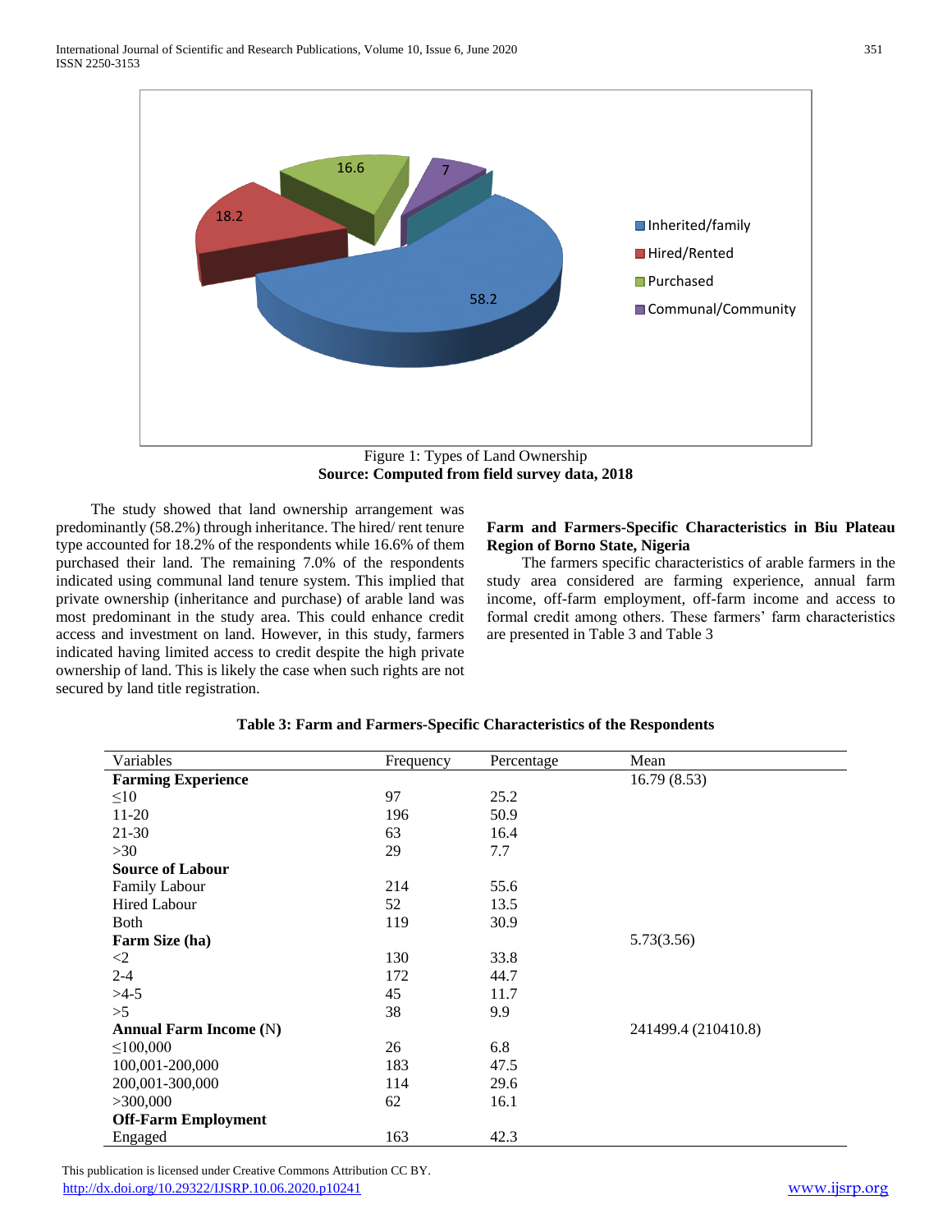Figure 1: Types of Land Ownership

**Source: Computed from field survey data, 2018**

The study showed that land ownership arrangement was predominantly (58.2%) through inheritance. The hired/ rent tenure type accounted for 18.2% of the respondents while 16.6% of them purchased their land. The remaining 7.0% of the respondents indicated using communal land tenure system. This implied that private ownership (inheritance and purchase) of arable land was most predominant in the study area. This could enhance credit access and investment on land. However, in this study, farmers indicated having limited access to credit despite the high private ownership of land. This is likely the case when such rights are not secured by land title registration.

### Farm and Farmers-Specific Characteristics in Biu Plateau Region of Borno State, Nigeria

The farmers specific characteristics of arable farmers in the study area considered are farming experience, annual farm income, off-farm employment, off-farm income and access to formal credit among others. These farmers' farm characteristics are presented in Table 3 and Table 3

**Table 3: Farm and Farmers-Specific Characteristics of the Respondents**

| Variables | Frequency | Percentage | Mean |
|---|---|---|---|
| **Farming Experience** | | | 16.79 (8.53) |
| ≤10 | 97 | 25.2 | |
| 11-20 | 196 | 50.9 | |
| 21-30 | 63 | 16.4 | |
| >30 | 29 | 7.7 | |
| **Source of Labour** | | | |
| Family Labour | 214 | 55.6 | |
| Hired Labour | 52 | 13.5 | |
| Both | 119 | 30.9 | |
| **Farm Size (ha)** | | | 5.73(3.56) |
| <2 | 130 | 33.8 | |
| 2-4 | 172 | 44.7 | |
| >4-5 | 45 | 11.7 | |
| >5 | 38 | 9.9 | |
| **Annual Farm Income** (N) | | | 241499.4 (210410.8) |
| ≤100,000 | 26 | 6.8 | |
| 100,001-200,000 | 183 | 47.5 | |
| 200,001-300,000 | 114 | 29.6 | |
| >300,000 | 62 | 16.1 | |
| **Off-Farm Employment** | | | |
| Engaged | 163 | 42.3 | |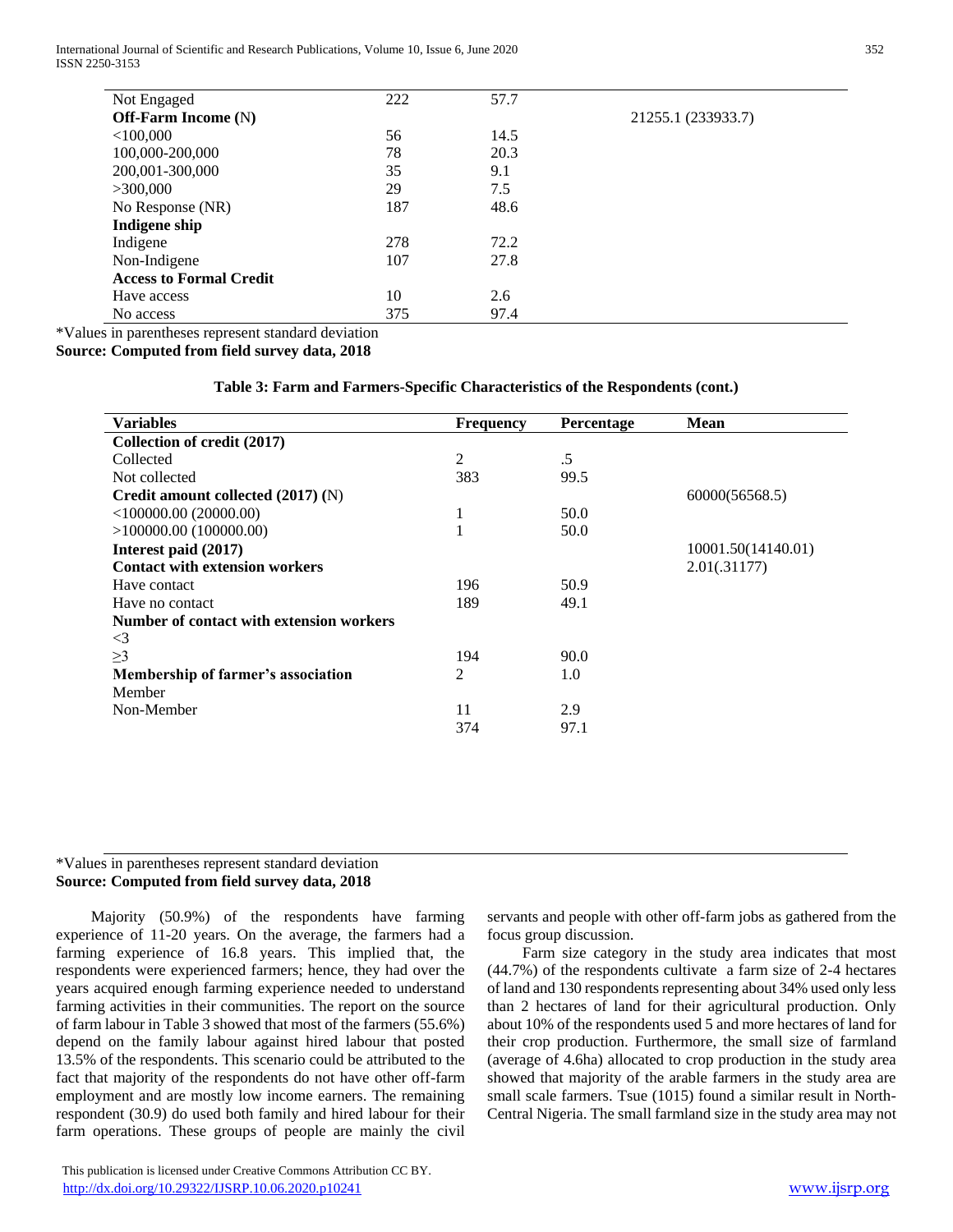| | | | |
|---|---|---|---|
| Not Engaged | 222 | 57.7 | |
| **Off-Farm Income (N)** | | | 21255.1 (233933.7) |
| <100,000 | 56 | 14.5 | |
| 100,000-200,000 | 78 | 20.3 | |
| 200,001-300,000 | 35 | 9.1 | |
| >300,000 | 29 | 7.5 | |
| No Response (NR) | 187 | 48.6 | |
| **Indigene ship** | | | |
| Indigene | 278 | 72.2 | |
| Non-Indigene | 107 | 27.8 | |
| **Access to Formal Credit** | | | |
| Have access | 10 | 2.6 | |
| No access | 375 | 97.4 | |

*Values in parentheses represent standard deviation

**Source: Computed from field survey data, 2018**

**Table 3: Farm and Farmers-Specific Characteristics of the Respondents (cont.)**

| Variables | Frequency | Percentage | Mean |
|---|---|---|---|
| **Collection of credit (2017)** | | | |
| Collected | 2 | .5 | |
| Not collected | 383 | 99.5 | |
| **Credit amount collected (2017) (N)** | | | 60000(56568.5) |
| <100000.00 (20000.00) | 1 | 50.0 | |
| >100000.00 (100000.00) | 1 | 50.0 | |
| **Interest paid (2017)** | | | 10001.50(14140.01) |
| **Contact with extension workers** | | | 2.01(.31177) |
| Have contact | 196 | 50.9 | |
| Have no contact | 189 | 49.1 | |
| **Number of contact with extension workers** | | | |
| <3 | | | |
| ≥3 | 194 | 90.0 | |
| **Membership of farmer's association** | 2 | 1.0 | |
| Member | | | |
| Non-Member | 11 | 2.9 | |
| | 374 | 97.1 | |

*Values in parentheses represent standard deviation

**Source: Computed from field survey data, 2018**

Majority (50.9%) of the respondents have farming experience of 11-20 years. On the average, the farmers had a farming experience of 16.8 years. This implied that, the respondents were experienced farmers; hence, they had over the years acquired enough farming experience needed to understand farming activities in their communities. The report on the source of farm labour in Table 3 showed that most of the farmers (55.6%) depend on the family labour against hired labour that posted 13.5% of the respondents. This scenario could be attributed to the fact that majority of the respondents do not have other off-farm employment and are mostly low income earners. The remaining respondent (30.9) do used both family and hired labour for their farm operations. These groups of people are mainly the civil servants and people with other off-farm jobs as gathered from the focus group discussion.

Farm size category in the study area indicates that most (44.7%) of the respondents cultivate a farm size of 2-4 hectares of land and 130 respondents representing about 34% used only less than 2 hectares of land for their agricultural production. Only about 10% of the respondents used 5 and more hectares of land for their crop production. Furthermore, the small size of farmland (average of 4.6ha) allocated to crop production in the study area showed that majority of the arable farmers in the study area are small scale farmers. Tsue (1015) found a similar result in North-Central Nigeria. The small farmland size in the study area may not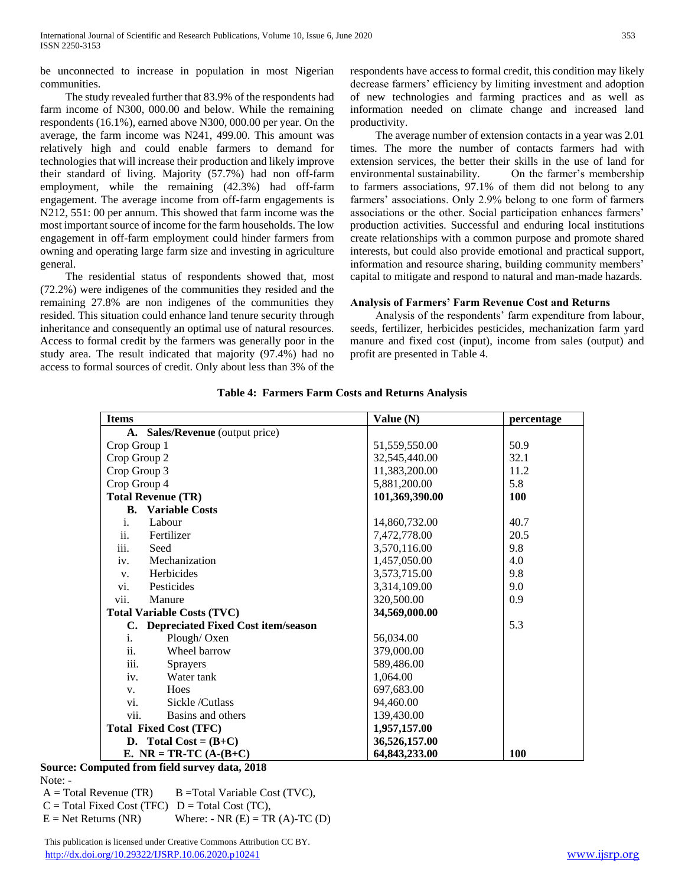be unconnected to increase in population in most Nigerian communities.

The study revealed further that 83.9% of the respondents had farm income of N300, 000.00 and below. While the remaining respondents (16.1%), earned above N300, 000.00 per year. On the average, the farm income was N241, 499.00. This amount was relatively high and could enable farmers to demand for technologies that will increase their production and likely improve their standard of living. Majority (57.7%) had non off-farm employment, while the remaining (42.3%) had off-farm engagement. The average income from off-farm engagements is N212, 551: 00 per annum. This showed that farm income was the most important source of income for the farm households. The low engagement in off-farm employment could hinder farmers from owning and operating large farm size and investing in agriculture general.

The residential status of respondents showed that, most (72.2%) were indigenes of the communities they resided and the remaining 27.8% are non indigenes of the communities they resided. This situation could enhance land tenure security through inheritance and consequently an optimal use of natural resources. Access to formal credit by the farmers was generally poor in the study area. The result indicated that majority (97.4%) had no access to formal sources of credit. Only about less than 3% of the respondents have access to formal credit, this condition may likely decrease farmers' efficiency by limiting investment and adoption of new technologies and farming practices and as well as information needed on climate change and increased land productivity.

The average number of extension contacts in a year was 2.01 times. The more the number of contacts farmers had with extension services, the better their skills in the use of land for environmental sustainability. On the farmer's membership to farmers associations, 97.1% of them did not belong to any farmers' associations. Only 2.9% belong to one form of farmers associations or the other. Social participation enhances farmers' production activities. Successful and enduring local institutions create relationships with a common purpose and promote shared interests, but could also provide emotional and practical support, information and resource sharing, building community members' capital to mitigate and respond to natural and man-made hazards.

### Analysis of Farmers' Farm Revenue Cost and Returns

Analysis of the respondents' farm expenditure from labour, seeds, fertilizer, herbicides pesticides, mechanization farm yard manure and fixed cost (input), income from sales (output) and profit are presented in Table 4.

**Table 4: Farmers Farm Costs and Returns Analysis**

| Items | Value (N) | percentage |
|---|---|---|
| **A. Sales/Revenue** (output price) | | |
| Crop Group 1 | 51,559,550.00 | 50.9 |
| Crop Group 2 | 32,545,440.00 | 32.1 |
| Crop Group 3 | 11,383,200.00 | 11.2 |
| Crop Group 4 | 5,881,200.00 | 5.8 |
| **Total Revenue (TR)** | **101,369,390.00** | **100** |
| **B. Variable Costs** | | |
| i. Labour | 14,860,732.00 | 40.7 |
| ii. Fertilizer | 7,472,778.00 | 20.5 |
| iii. Seed | 3,570,116.00 | 9.8 |
| iv. Mechanization | 1,457,050.00 | 4.0 |
| v. Herbicides | 3,573,715.00 | 9.8 |
| vi. Pesticides | 3,314,109.00 | 9.0 |
| vii. Manure | 320,500.00 | 0.9 |
| **Total Variable Costs (TVC)** | **34,569,000.00** | |
| **C. Depreciated Fixed Cost item/season** | | 5.3 |
| i. Plough/ Oxen | 56,034.00 | |
| ii. Wheel barrow | 379,000.00 | |
| iii. Sprayers | 589,486.00 | |
| iv. Water tank | 1,064.00 | |
| v. Hoes | 697,683.00 | |
| vi. Sickle /Cutlass | 94,460.00 | |
| vii. Basins and others | 139,430.00 | |
| **Total Fixed Cost (TFC)** | **1,957,157.00** | |
| **D. Total Cost = (B+C)** | **36,526,157.00** | |
| **E. NR = TR-TC (A-(B+C)** | **64,843,233.00** | **100** |

**Source: Computed from field survey data, 2018**

Note: -
A = Total Revenue (TR) B =Total Variable Cost (TVC),
C = Total Fixed Cost (TFC) D = Total Cost (TC),
E = Net Returns (NR) Where: - NR (E) = TR (A)-TC (D)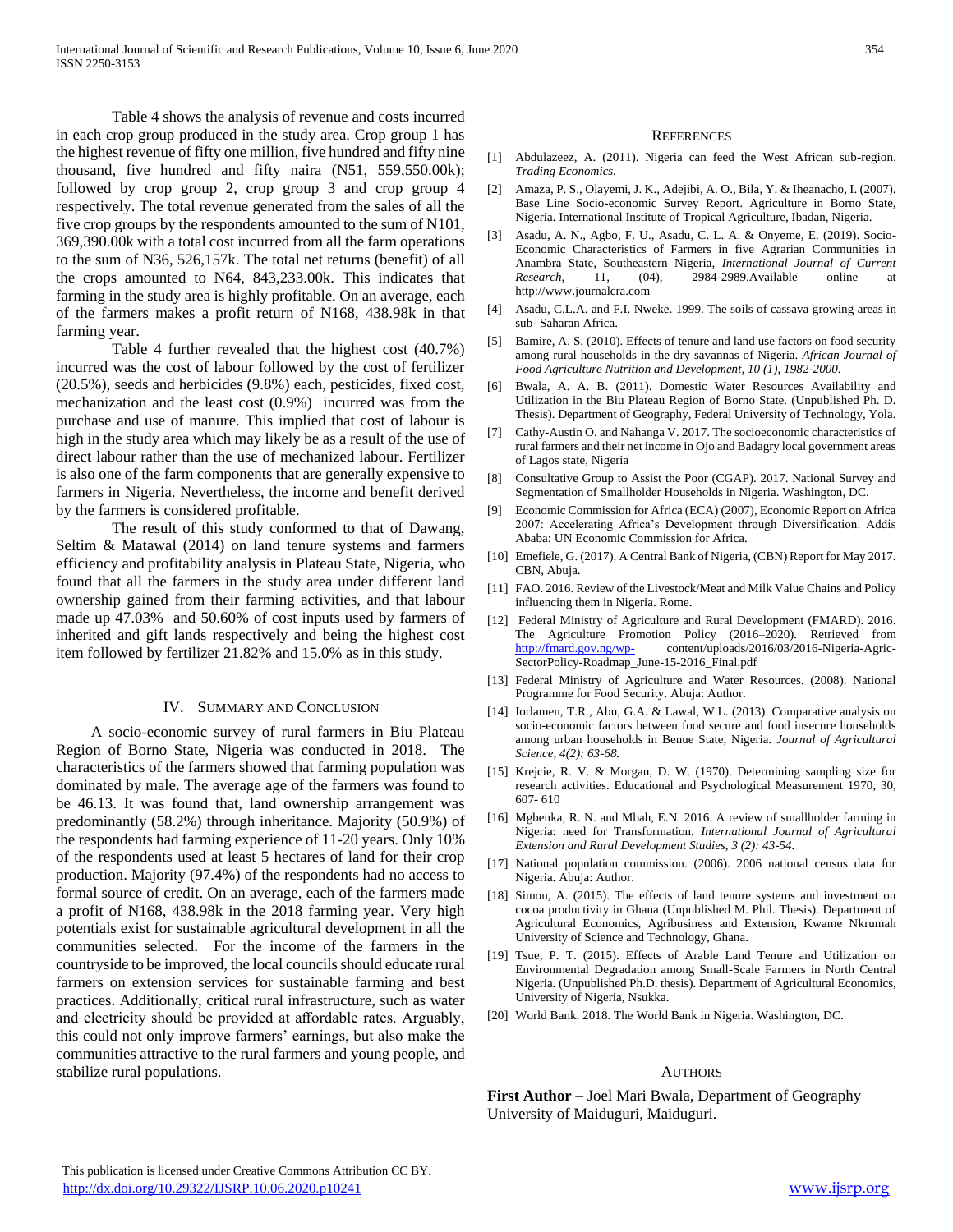Table 4 shows the analysis of revenue and costs incurred in each crop group produced in the study area. Crop group 1 has the highest revenue of fifty one million, five hundred and fifty nine thousand, five hundred and fifty naira (N51, 559,550.00k); followed by crop group 2, crop group 3 and crop group 4 respectively. The total revenue generated from the sales of all the five crop groups by the respondents amounted to the sum of N101, 369,390.00k with a total cost incurred from all the farm operations to the sum of N36, 526,157k. The total net returns (benefit) of all the crops amounted to N64, 843,233.00k. This indicates that farming in the study area is highly profitable. On an average, each of the farmers makes a profit return of N168, 438.98k in that farming year.

Table 4 further revealed that the highest cost (40.7%) incurred was the cost of labour followed by the cost of fertilizer (20.5%), seeds and herbicides (9.8%) each, pesticides, fixed cost, mechanization and the least cost (0.9%) incurred was from the purchase and use of manure. This implied that cost of labour is high in the study area which may likely be as a result of the use of direct labour rather than the use of mechanized labour. Fertilizer is also one of the farm components that are generally expensive to farmers in Nigeria. Nevertheless, the income and benefit derived by the farmers is considered profitable.

The result of this study conformed to that of Dawang, Seltim & Matawal (2014) on land tenure systems and farmers efficiency and profitability analysis in Plateau State, Nigeria, who found that all the farmers in the study area under different land ownership gained from their farming activities, and that labour made up 47.03% and 50.60% of cost inputs used by farmers of inherited and gift lands respectively and being the highest cost item followed by fertilizer 21.82% and 15.0% as in this study.

## IV. Summary and Conclusion

A socio-economic survey of rural farmers in Biu Plateau Region of Borno State, Nigeria was conducted in 2018. The characteristics of the farmers showed that farming population was dominated by male. The average age of the farmers was found to be 46.13. It was found that, land ownership arrangement was predominantly (58.2%) through inheritance. Majority (50.9%) of the respondents had farming experience of 11-20 years. Only 10% of the respondents used at least 5 hectares of land for their crop production. Majority (97.4%) of the respondents had no access to formal source of credit. On an average, each of the farmers made a profit of N168, 438.98k in the 2018 farming year. Very high potentials exist for sustainable agricultural development in all the communities selected. For the income of the farmers in the countryside to be improved, the local councils should educate rural farmers on extension services for sustainable farming and best practices. Additionally, critical rural infrastructure, such as water and electricity should be provided at affordable rates. Arguably, this could not only improve farmers' earnings, but also make the communities attractive to the rural farmers and young people, and stabilize rural populations.

## References

[1] Abdulazeez, A. (2011). Nigeria can feed the West African sub-region. *Trading Economics.*

[2] Amaza, P. S., Olayemi, J. K., Adejibi, A. O., Bila, Y. & Iheanacho, I. (2007). Base Line Socio-economic Survey Report. Agriculture in Borno State, Nigeria. International Institute of Tropical Agriculture, Ibadan, Nigeria.

[3] Asadu, A. N., Agbo, F. U., Asadu, C. L. A. & Onyeme, E. (2019). Socio-Economic Characteristics of Farmers in five Agrarian Communities in Anambra State, Southeastern Nigeria, *International Journal of Current Research,* 11, (04), 2984-2989.Available online at http://www.journalcra.com

[4] Asadu, C.L.A. and F.I. Nweke. 1999. The soils of cassava growing areas in sub- Saharan Africa.

[5] Bamire, A. S. (2010). Effects of tenure and land use factors on food security among rural households in the dry savannas of Nigeria. *African Journal of Food Agriculture Nutrition and Development, 10 (1), 1982-2000.*

[6] Bwala, A. A. B. (2011). Domestic Water Resources Availability and Utilization in the Biu Plateau Region of Borno State. (Unpublished Ph. D. Thesis). Department of Geography, Federal University of Technology, Yola.

[7] Cathy-Austin O. and Nahanga V. 2017. The socioeconomic characteristics of rural farmers and their net income in Ojo and Badagry local government areas of Lagos state, Nigeria

[8] Consultative Group to Assist the Poor (CGAP). 2017. National Survey and Segmentation of Smallholder Households in Nigeria. Washington, DC.

[9] Economic Commission for Africa (ECA) (2007), Economic Report on Africa 2007: Accelerating Africa's Development through Diversification. Addis Ababa: UN Economic Commission for Africa.

[10] Emefiele, G. (2017). A Central Bank of Nigeria, (CBN) Report for May 2017. CBN, Abuja.

[11] FAO. 2016. Review of the Livestock/Meat and Milk Value Chains and Policy influencing them in Nigeria. Rome.

[12] Federal Ministry of Agriculture and Rural Development (FMARD). 2016. The Agriculture Promotion Policy (2016–2020). Retrieved from http://fmard.gov.ng/wp- content/uploads/2016/03/2016-Nigeria-Agric-SectorPolicy-Roadmap_June-15-2016_Final.pdf

[13] Federal Ministry of Agriculture and Water Resources. (2008). National Programme for Food Security. Abuja: Author.

[14] Iorlamen, T.R., Abu, G.A. & Lawal, W.L. (2013). Comparative analysis on socio-economic factors between food secure and food insecure households among urban households in Benue State, Nigeria. *Journal of Agricultural Science, 4(2): 63-68.*

[15] Krejcie, R. V. & Morgan, D. W. (1970). Determining sampling size for research activities. Educational and Psychological Measurement 1970, 30, 607- 610

[16] Mgbenka, R. N. and Mbah, E.N. 2016. A review of smallholder farming in Nigeria: need for Transformation. *International Journal of Agricultural Extension and Rural Development Studies, 3 (2): 43-54.*

[17] National population commission. (2006). 2006 national census data for Nigeria. Abuja: Author.

[18] Simon, A. (2015). The effects of land tenure systems and investment on cocoa productivity in Ghana (Unpublished M. Phil. Thesis). Department of Agricultural Economics, Agribusiness and Extension, Kwame Nkrumah University of Science and Technology, Ghana.

[19] Tsue, P. T. (2015). Effects of Arable Land Tenure and Utilization on Environmental Degradation among Small-Scale Farmers in North Central Nigeria. (Unpublished Ph.D. thesis). Department of Agricultural Economics, University of Nigeria, Nsukka.

[20] World Bank. 2018. The World Bank in Nigeria. Washington, DC.

## Authors

**First Author** – Joel Mari Bwala, Department of Geography University of Maiduguri, Maiduguri.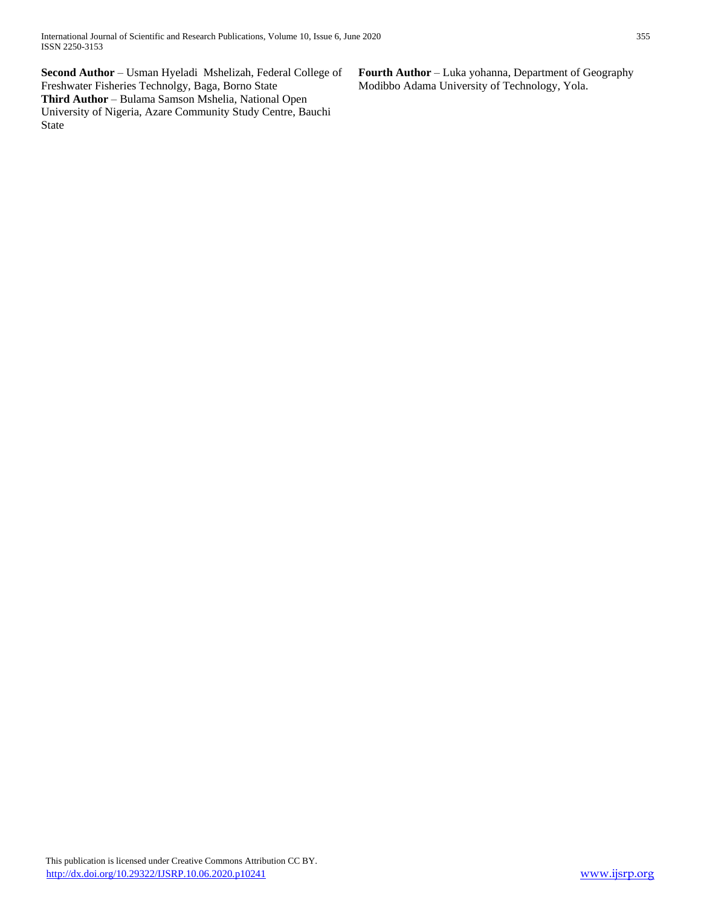**Second Author** – Usman Hyeladi Mshelizah, Federal College of Freshwater Fisheries Technolgy, Baga, Borno State

**Third Author** – Bulama Samson Mshelia, National Open University of Nigeria, Azare Community Study Centre, Bauchi State

**Fourth Author** – Luka yohanna, Department of Geography Modibbo Adama University of Technology, Yola.